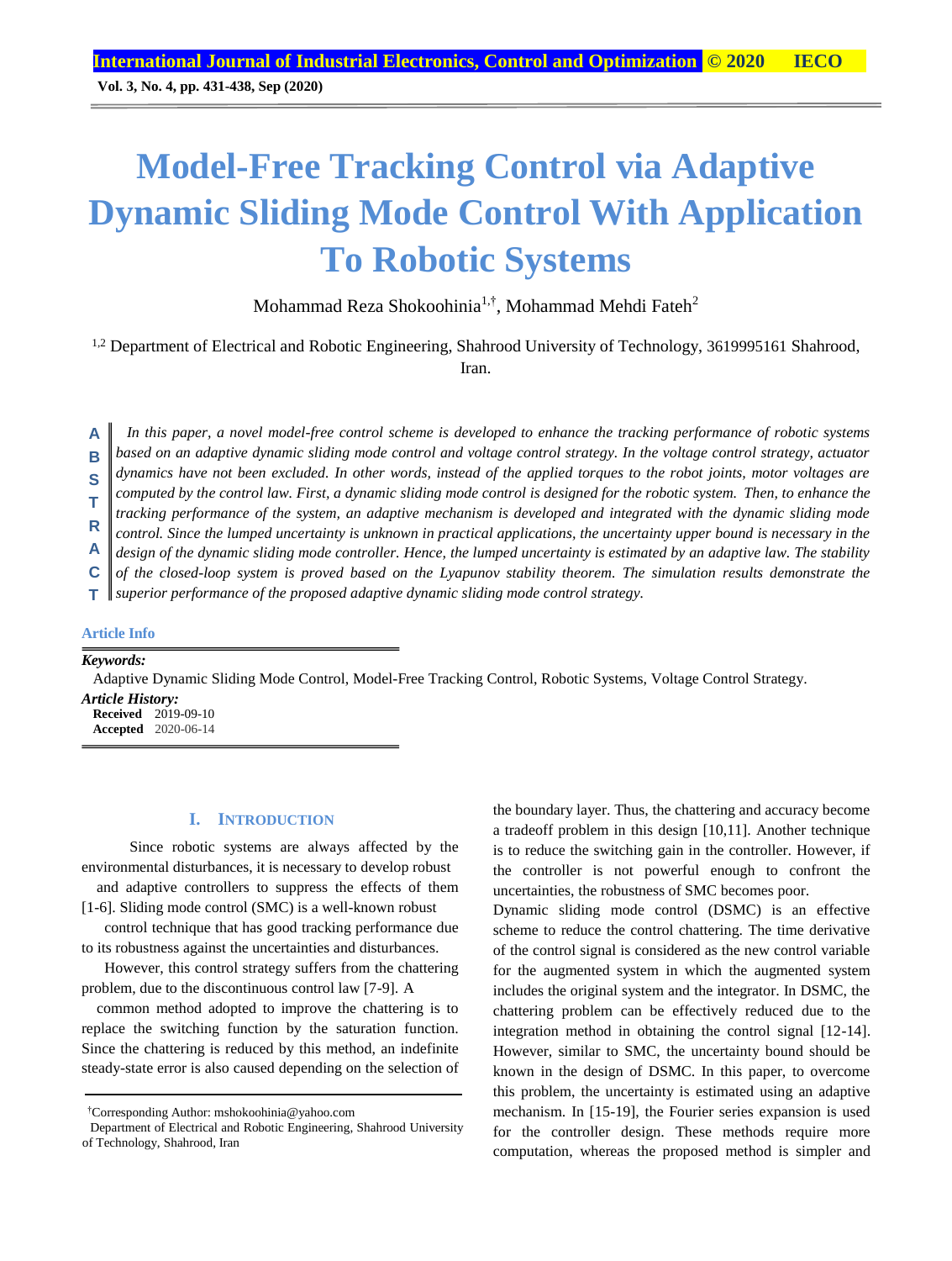# Model-Free Tracking Control via Adaptive Dynamic Sliding Mode Control With Application To Robotic Systems

Mohammad Reza Shokoohinia[1,†], Mohammad Mehdi Fateh[2]

[1,2] Department of Electrical and Robotic Engineering, Shahrood University of Technology, 3619995161 Shahrood, Iran.

**ABSTRACT**

*In this paper, a novel model-free control scheme is developed to enhance the tracking performance of robotic systems based on an adaptive dynamic sliding mode control and voltage control strategy. In the voltage control strategy, actuator dynamics have not been excluded. In other words, instead of the applied torques to the robot joints, motor voltages are computed by the control law. First, a dynamic sliding mode control is designed for the robotic system. Then, to enhance the tracking performance of the system, an adaptive mechanism is developed and integrated with the dynamic sliding mode control. Since the lumped uncertainty is unknown in practical applications, the uncertainty upper bound is necessary in the design of the dynamic sliding mode controller. Hence, the lumped uncertainty is estimated by an adaptive law. The stability of the closed-loop system is proved based on the Lyapunov stability theorem. The simulation results demonstrate the superior performance of the proposed adaptive dynamic sliding mode control strategy.*

**Article Info**

***Keywords:***

Adaptive Dynamic Sliding Mode Control, Model-Free Tracking Control, Robotic Systems, Voltage Control Strategy.

***Article History:***

**Received** 2019-09-10
**Accepted** 2020-06-14

## I. Introduction

Since robotic systems are always affected by the environmental disturbances, it is necessary to develop robust and adaptive controllers to suppress the effects of them [1-6]. Sliding mode control (SMC) is a well-known robust control technique that has good tracking performance due to its robustness against the uncertainties and disturbances.

However, this control strategy suffers from the chattering problem, due to the discontinuous control law [7-9]. A common method adopted to improve the chattering is to replace the switching function by the saturation function. Since the chattering is reduced by this method, an indefinite steady-state error is also caused depending on the selection of the boundary layer. Thus, the chattering and accuracy become a tradeoff problem in this design [10,11]. Another technique is to reduce the switching gain in the controller. However, if the controller is not powerful enough to confront the uncertainties, the robustness of SMC becomes poor.

Dynamic sliding mode control (DSMC) is an effective scheme to reduce the control chattering. The time derivative of the control signal is considered as the new control variable for the augmented system in which the augmented system includes the original system and the integrator. In DSMC, the chattering problem can be effectively reduced due to the integration method in obtaining the control signal [12-14]. However, similar to SMC, the uncertainty bound should be known in the design of DSMC. In this paper, to overcome this problem, the uncertainty is estimated using an adaptive mechanism. In [15-19], the Fourier series expansion is used for the controller design. These methods require more computation, whereas the proposed method is simpler and

---

†Corresponding Author: mshokoohinia@yahoo.com
Department of Electrical and Robotic Engineering, Shahrood University of Technology, Shahrood, Iran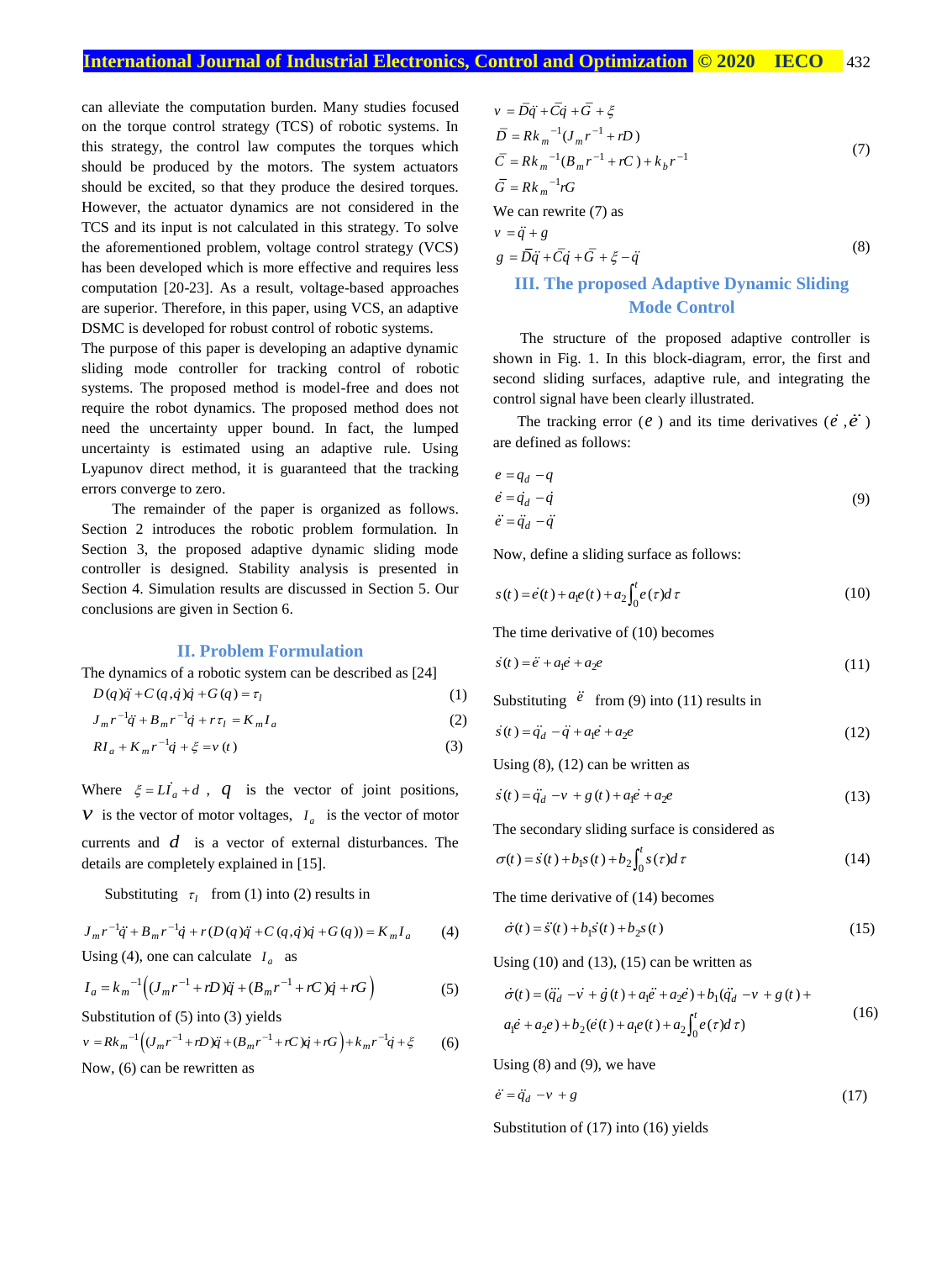can alleviate the computation burden. Many studies focused on the torque control strategy (TCS) of robotic systems. In this strategy, the control law computes the torques which should be produced by the motors. The system actuators should be excited, so that they produce the desired torques. However, the actuator dynamics are not considered in the TCS and its input is not calculated in this strategy. To solve the aforementioned problem, voltage control strategy (VCS) has been developed which is more effective and requires less computation [20-23]. As a result, voltage-based approaches are superior. Therefore, in this paper, using VCS, an adaptive DSMC is developed for robust control of robotic systems.

The purpose of this paper is developing an adaptive dynamic sliding mode controller for tracking control of robotic systems. The proposed method is model-free and does not require the robot dynamics. The proposed method does not need the uncertainty upper bound. In fact, the lumped uncertainty is estimated using an adaptive rule. Using Lyapunov direct method, it is guaranteed that the tracking errors converge to zero.

The remainder of the paper is organized as follows. Section 2 introduces the robotic problem formulation. In Section 3, the proposed adaptive dynamic sliding mode controller is designed. Stability analysis is presented in Section 4. Simulation results are discussed in Section 5. Our conclusions are given in Section 6.

## II. Problem Formulation

The dynamics of a robotic system can be described as [24]

$$D(q)\ddot{q} + C(q,\dot{q})\dot{q} + G(q) = \tau_l \tag{1}$$

$$J_m r^{-1}\ddot{q} + B_m r^{-1}\dot{q} + r\tau_l = K_m I_a \tag{2}$$

$$RI_a + K_m r^{-1}\dot{q} + \xi = v(t) \tag{3}$$

Where $\xi = L\dot{I}_a + d$ , $q$ is the vector of joint positions, $v$ is the vector of motor voltages, $I_a$ is the vector of motor currents and $d$ is a vector of external disturbances. The details are completely explained in [15].

Substituting $\tau_l$ from (1) into (2) results in

$$J_m r^{-1}\ddot{q} + B_m r^{-1}\dot{q} + r(D(q)\ddot{q} + C(q,\dot{q})\dot{q} + G(q)) = K_m I_a \tag{4}$$

Using (4), one can calculate $I_a$ as

$$I_a = k_m^{-1}\left((J_m r^{-1} + rD)\ddot{q} + (B_m r^{-1} + rC)\dot{q} + rG\right) \tag{5}$$

Substitution of (5) into (3) yields

$$v = Rk_m^{-1}\left((J_m r^{-1} + rD)\ddot{q} + (B_m r^{-1} + rC)\dot{q} + rG\right) + k_m r^{-1}\dot{q} + \xi \tag{6}$$

Now, (6) can be rewritten as

$$\begin{aligned} v &= \bar{D}\ddot{q} + \bar{C}\dot{q} + \bar{G} + \xi \\ \bar{D} &= Rk_m^{-1}(J_m r^{-1} + rD) \\ \bar{C} &= Rk_m^{-1}(B_m r^{-1} + rC) + k_b r^{-1} \\ \bar{G} &= Rk_m^{-1} rG \end{aligned} \tag{7}$$

We can rewrite (7) as

$$\begin{aligned} v &= \ddot{q} + g \\ g &= \bar{D}\ddot{q} + \bar{C}\dot{q} + \bar{G} + \xi - \ddot{q} \end{aligned} \tag{8}$$

## III. The proposed Adaptive Dynamic Sliding Mode Control

The structure of the proposed adaptive controller is shown in Fig. 1. In this block-diagram, error, the first and second sliding surfaces, adaptive rule, and integrating the control signal have been clearly illustrated.

The tracking error ($e$) and its time derivatives ($\dot{e}$, $\ddot{e}$) are defined as follows:

$$\begin{aligned} e &= q_d - q \\ \dot{e} &= \dot{q}_d - \dot{q} \\ \ddot{e} &= \ddot{q}_d - \ddot{q} \end{aligned} \tag{9}$$

Now, define a sliding surface as follows:

$$s(t) = \dot{e}(t) + a_1 e(t) + a_2\int_0^t e(\tau)d\tau \tag{10}$$

The time derivative of (10) becomes

$$\dot{s}(t) = \ddot{e} + a_1\dot{e} + a_2 e \tag{11}$$

Substituting $\ddot{e}$ from (9) into (11) results in

$$\dot{s}(t) = \ddot{q}_d - \ddot{q} + a_1\dot{e} + a_2 e \tag{12}$$

Using (8), (12) can be written as

$$\dot{s}(t) = \ddot{q}_d - v + g(t) + a_1\dot{e} + a_2 e \tag{13}$$

The secondary sliding surface is considered as

$$\sigma(t) = \dot{s}(t) + b_1 s(t) + b_2\int_0^t s(\tau)d\tau \tag{14}$$

The time derivative of (14) becomes

$$\dot{\sigma}(t) = \ddot{s}(t) + b_1\dot{s}(t) + b_2 s(t) \tag{15}$$

Using (10) and (13), (15) can be written as

$$\begin{aligned} \dot{\sigma}(t) = {} & (\dddot{q}_d - \dot{v} + \dot{g}(t) + a_1\ddot{e} + a_2\dot{e}) + b_1(\ddot{q}_d - v + g(t) + \\ & a_1\dot{e} + a_2 e) + b_2(\dot{e}(t) + a_1 e(t) + a_2\int_0^t e(\tau)d\tau) \end{aligned} \tag{16}$$

Using (8) and (9), we have

$$\ddot{e} = \ddot{q}_d - v + g \tag{17}$$

Substitution of (17) into (16) yields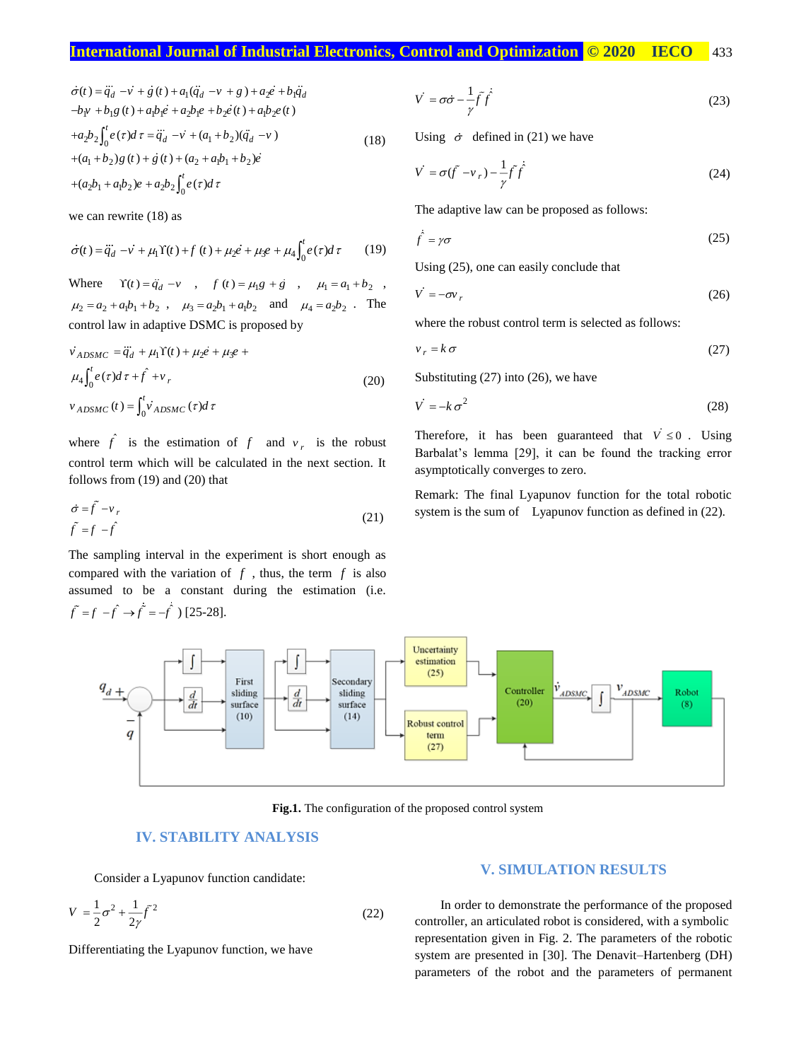$$
\begin{aligned}
\dot{\sigma}(t) &= \ddot{q}_d - \dot{v} + \dot{g}(t) + a_1(\ddot{q}_d - v + g) + a_2\dot{e} + b_1\ddot{q}_d \\
&- b_1 v + b_1 g(t) + a_1 b_1 e + a_2 b_1 e + b_2 \dot{e}(t) + a_1 b_2 e(t) \\
&+ a_2 b_2 \int_0^t e(\tau) d\tau = \ddot{q}_d - \dot{v} + (a_1 + b_2)(\ddot{q}_d - v) \\
&+ (a_1 + b_2) g(t) + \dot{g}(t) + (a_2 + a_1 b_1 + b_2)\dot{e} \\
&+ (a_2 b_1 + a_1 b_2) e + a_2 b_2 \int_0^t e(\tau) d\tau
\end{aligned}
\tag{18}
$$

we can rewrite (18) as

$$
\dot{\sigma}(t) = \ddot{q}_d - \dot{v} + \mu_1 \Upsilon(t) + f(t) + \mu_2 \dot{e} + \mu_3 e + \mu_4 \int_0^t e(\tau) d\tau \tag{19}
$$

Where $\Upsilon(t) = \ddot{q}_d - v$ , $f(t) = \mu_1 g + \dot{g}$ , $\mu_1 = a_1 + b_2$ , $\mu_2 = a_2 + a_1 b_1 + b_2$ , $\mu_3 = a_2 b_1 + a_1 b_2$ and $\mu_4 = a_2 b_2$ . The control law in adaptive DSMC is proposed by

$$
\begin{aligned}
\dot{v}_{ADSMC} &= \ddot{q}_d + \mu_1 \Upsilon(t) + \mu_2 \dot{e} + \mu_3 e + \\
&\mu_4 \int_0^t e(\tau) d\tau + \hat{f} + v_r \\
v_{ADSMC}(t) &= \int_0^t \dot{v}_{ADSMC}(\tau) d\tau
\end{aligned}
\tag{20}
$$

where $\hat{f}$ is the estimation of $f$ and $v_r$ is the robust control term which will be calculated in the next section. It follows from (19) and (20) that

$$
\begin{aligned}
\dot{\sigma} &= \tilde{f} - v_r \\
\tilde{f} &= f - \hat{f}
\end{aligned}
\tag{21}
$$

The sampling interval in the experiment is short enough as compared with the variation of $f$ , thus, the term $f$ is also assumed to be a constant during the estimation (i.e. $\tilde{f} = f - \hat{f} \rightarrow \dot{\tilde{f}} = -\dot{\hat{f}}$ ) [25-28].

Fig.1. The configuration of the proposed control system

## IV. STABILITY ANALYSIS

Consider a Lyapunov function candidate:

$$
V = \frac{1}{2}\sigma^2 + \frac{1}{2\gamma}\tilde{f}^2 \tag{22}
$$

Differentiating the Lyapunov function, we have

$$
\dot{V} = \sigma\dot{\sigma} - \frac{1}{\gamma}\tilde{f}\dot{\hat{f}} \tag{23}
$$

Using $\dot{\sigma}$ defined in (21) we have

$$
\dot{V} = \sigma(\tilde{f} - v_r) - \frac{1}{\gamma}\tilde{f}\dot{\hat{f}} \tag{24}
$$

The adaptive law can be proposed as follows:

$$
\dot{\hat{f}} = \gamma\sigma \tag{25}
$$

Using (25), one can easily conclude that

$$
\dot{V} = -\sigma v_r \tag{26}
$$

where the robust control term is selected as follows:

$$
v_r = k\sigma \tag{27}
$$

Substituting (27) into (26), we have

$$
\dot{V} = -k\sigma^2 \tag{28}
$$

Therefore, it has been guaranteed that $\dot{V} \le 0$ . Using Barbalat's lemma [29], it can be found the tracking error asymptotically converges to zero.

Remark: The final Lyapunov function for the total robotic system is the sum of Lyapunov function as defined in (22).

## V. SIMULATION RESULTS

In order to demonstrate the performance of the proposed controller, an articulated robot is considered, with a symbolic representation given in Fig. 2. The parameters of the robotic system are presented in [30]. The Denavit–Hartenberg (DH) parameters of the robot and the parameters of permanent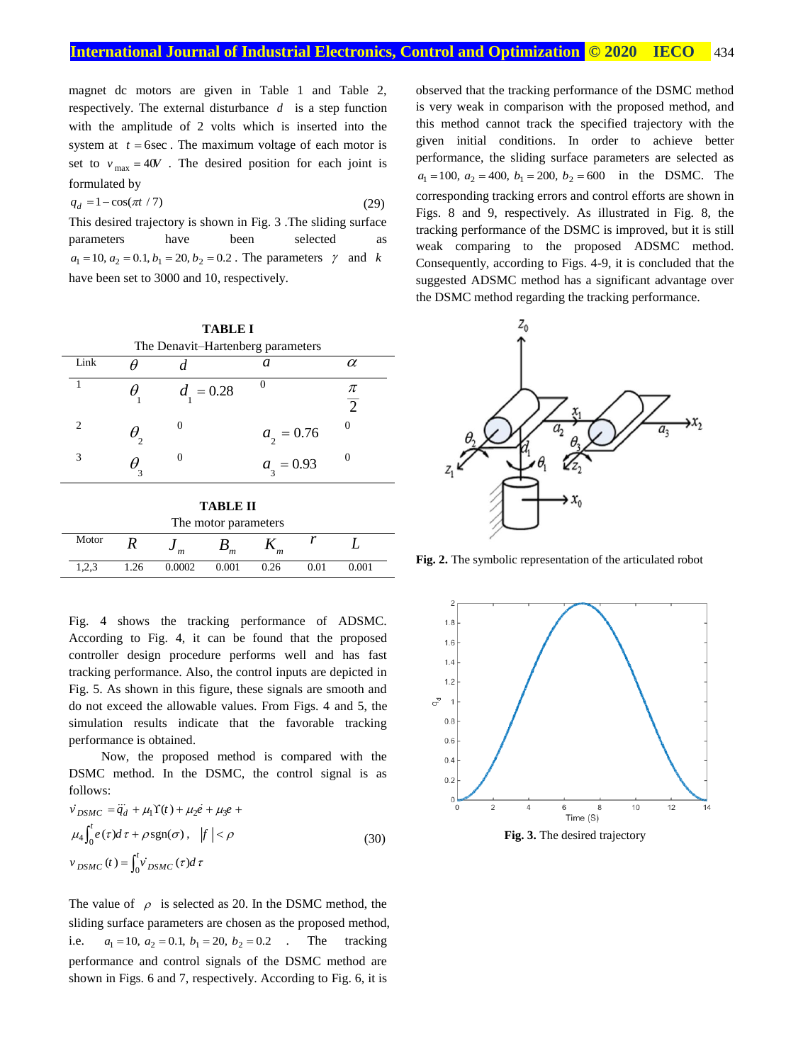magnet dc motors are given in Table 1 and Table 2, respectively. The external disturbance $d$ is a step function with the amplitude of 2 volts which is inserted into the system at $t = 6\text{sec}$. The maximum voltage of each motor is set to $v_{\max} = 40V$. The desired position for each joint is formulated by

$$q_d = 1 - \cos(\pi t / 7) \tag{29}$$

This desired trajectory is shown in Fig. 3 .The sliding surface parameters have been selected as $a_1 = 10, a_2 = 0.1, b_1 = 20, b_2 = 0.2$. The parameters $\gamma$ and $k$ have been set to 3000 and 10, respectively.

**TABLE I**

The Denavit–Hartenberg parameters

| Link | $\theta$ | $d$ | $a$ | $\alpha$ |
|---|---|---|---|---|
| 1 | $\theta_1$ | $d_1 = 0.28$ | 0 | $\frac{\pi}{2}$ |
| 2 | $\theta_2$ | 0 | $a_2 = 0.76$ | 0 |
| 3 | $\theta_3$ | 0 | $a_3 = 0.93$ | 0 |

**TABLE II**

The motor parameters

| Motor | $R$ | $J_m$ | $B_m$ | $K_m$ | $r$ | $L$ |
|---|---|---|---|---|---|---|
| 1,2,3 | 1.26 | 0.0002 | 0.001 | 0.26 | 0.01 | 0.001 |

Fig. 4 shows the tracking performance of ADSMC. According to Fig. 4, it can be found that the proposed controller design procedure performs well and has fast tracking performance. Also, the control inputs are depicted in Fig. 5. As shown in this figure, these signals are smooth and do not exceed the allowable values. From Figs. 4 and 5, the simulation results indicate that the favorable tracking performance is obtained.

Now, the proposed method is compared with the DSMC method. In the DSMC, the control signal is as follows:

$$\dot{v}_{DSMC} = \ddot{q}_d + \mu_1 \Upsilon(t) + \mu_2 \dot{e} + \mu_3 e + \mu_4 \int_0^t e(\tau) d\tau + \rho \operatorname{sgn}(\sigma), \quad |f| < \rho$$
$$v_{DSMC}(t) = \int_0^t \dot{v}_{DSMC}(\tau) d\tau \tag{30}$$

The value of $\rho$ is selected as 20. In the DSMC method, the sliding surface parameters are chosen as the proposed method, i.e. $a_1 = 10, a_2 = 0.1, b_1 = 20, b_2 = 0.2$. The tracking performance and control signals of the DSMC method are shown in Figs. 6 and 7, respectively. According to Fig. 6, it is observed that the tracking performance of the DSMC method is very weak in comparison with the proposed method, and this method cannot track the specified trajectory with the given initial conditions. In order to achieve better performance, the sliding surface parameters are selected as $a_1 = 100, a_2 = 400, b_1 = 200, b_2 = 600$ in the DSMC. The corresponding tracking errors and control efforts are shown in Figs. 8 and 9, respectively. As illustrated in Fig. 8, the tracking performance of the DSMC is improved, but it is still weak comparing to the proposed ADSMC method. Consequently, according to Figs. 4-9, it is concluded that the suggested ADSMC method has a significant advantage over the DSMC method regarding the tracking performance.

**Fig. 2.** The symbolic representation of the articulated robot

**Fig. 3.** The desired trajectory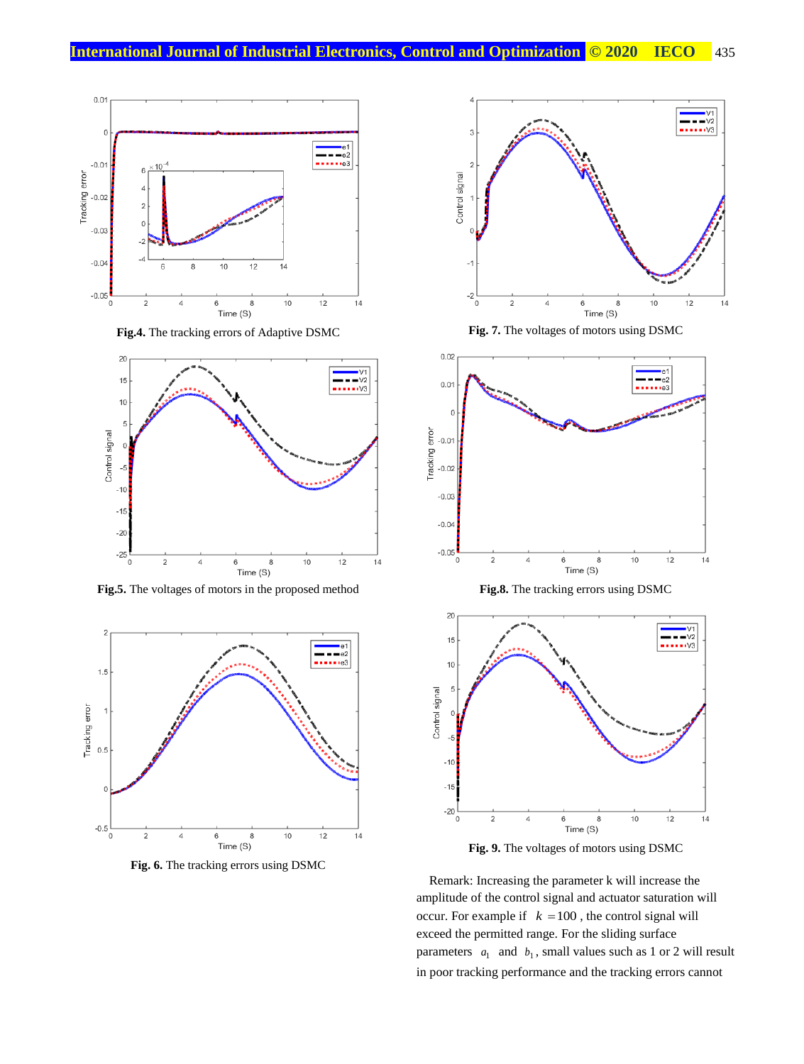**Fig.4.** The tracking errors of Adaptive DSMC

**Fig.5.** The voltages of motors in the proposed method

**Fig. 6.** The tracking errors using DSMC

**Fig. 7.** The voltages of motors using DSMC

**Fig.8.** The tracking errors using DSMC

**Fig. 9.** The voltages of motors using DSMC

Remark: Increasing the parameter k will increase the amplitude of the control signal and actuator saturation will occur. For example if $k = 100$, the control signal will exceed the permitted range. For the sliding surface parameters $a_1$ and $b_1$, small values such as 1 or 2 will result in poor tracking performance and the tracking errors cannot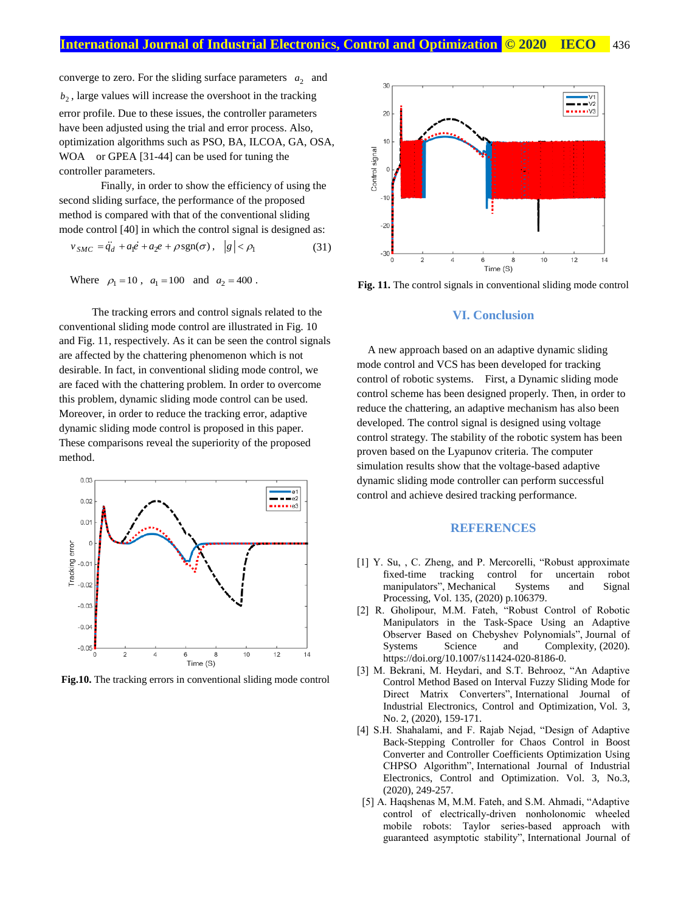converge to zero. For the sliding surface parameters $a_2$ and $b_2$, large values will increase the overshoot in the tracking error profile. Due to these issues, the controller parameters have been adjusted using the trial and error process. Also, optimization algorithms such as PSO, BA, ILCOA, GA, OSA, WOA or GPEA [31-44] can be used for tuning the controller parameters.

Finally, in order to show the efficiency of using the second sliding surface, the performance of the proposed method is compared with that of the conventional sliding mode control [40] in which the control signal is designed as:

$$v_{SMC} = \ddot{q}_d + a_1\dot{e} + a_2 e + \rho\,\mathrm{sgn}(\sigma), \quad |g| < \rho_1 \tag{31}$$

Where $\rho_1 = 10$, $a_1 = 100$ and $a_2 = 400$.

The tracking errors and control signals related to the conventional sliding mode control are illustrated in Fig. 10 and Fig. 11, respectively. As it can be seen the control signals are affected by the chattering phenomenon which is not desirable. In fact, in conventional sliding mode control, we are faced with the chattering problem. In order to overcome this problem, dynamic sliding mode control can be used. Moreover, in order to reduce the tracking error, adaptive dynamic sliding mode control is proposed in this paper. These comparisons reveal the superiority of the proposed method.

**Fig.10.** The tracking errors in conventional sliding mode control

**Fig. 11.** The control signals in conventional sliding mode control

## VI. Conclusion

A new approach based on an adaptive dynamic sliding mode control and VCS has been developed for tracking control of robotic systems. First, a Dynamic sliding mode control scheme has been designed properly. Then, in order to reduce the chattering, an adaptive mechanism has also been developed. The control signal is designed using voltage control strategy. The stability of the robotic system has been proven based on the Lyapunov criteria. The computer simulation results show that the voltage-based adaptive dynamic sliding mode controller can perform successful control and achieve desired tracking performance.

## REFERENCES

[1] Y. Su, , C. Zheng, and P. Mercorelli, "Robust approximate fixed-time tracking control for uncertain robot manipulators", Mechanical Systems and Signal Processing, Vol. 135, (2020) p.106379.

[2] R. Gholipour, M.M. Fateh, "Robust Control of Robotic Manipulators in the Task-Space Using an Adaptive Observer Based on Chebyshev Polynomials", Journal of Systems Science and Complexity, (2020). https://doi.org/10.1007/s11424-020-8186-0.

[3] M. Bekrani, M. Heydari, and S.T. Behrooz, "An Adaptive Control Method Based on Interval Fuzzy Sliding Mode for Direct Matrix Converters", International Journal of Industrial Electronics, Control and Optimization, Vol. 3, No. 2, (2020), 159-171.

[4] S.H. Shahalami, and F. Rajab Nejad, "Design of Adaptive Back-Stepping Controller for Chaos Control in Boost Converter and Controller Coefficients Optimization Using CHPSO Algorithm", International Journal of Industrial Electronics, Control and Optimization. Vol. 3, No.3, (2020), 249-257.

[5] A. Haqshenas M, M.M. Fateh, and S.M. Ahmadi, "Adaptive control of electrically-driven nonholonomic wheeled mobile robots: Taylor series-based approach with guaranteed asymptotic stability", International Journal of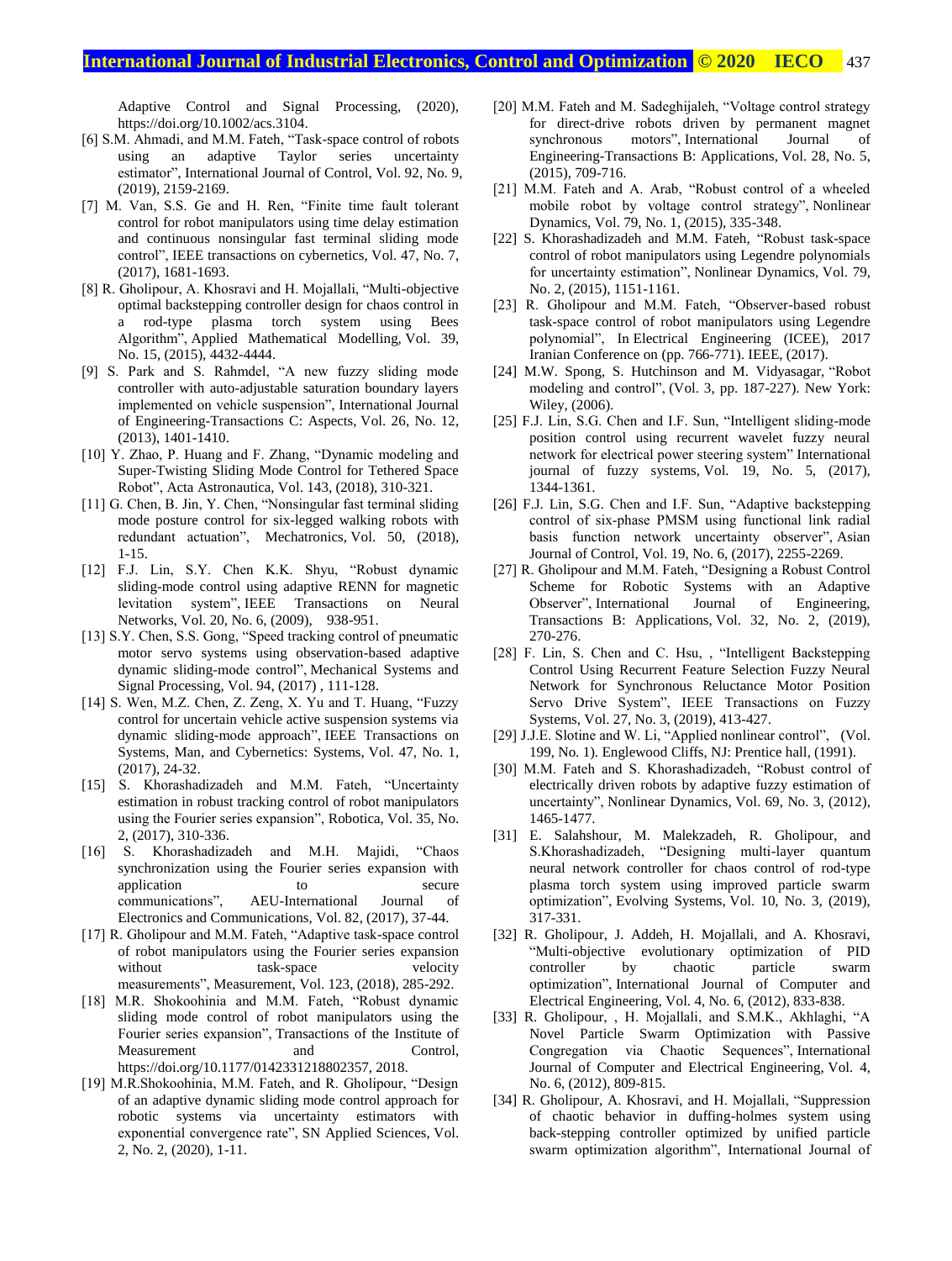Adaptive Control and Signal Processing, (2020), https://doi.org/10.1002/acs.3104.

[6] S.M. Ahmadi, and M.M. Fateh, "Task-space control of robots using an adaptive Taylor series uncertainty estimator", International Journal of Control, Vol. 92, No. 9, (2019), 2159-2169.

[7] M. Van, S.S. Ge and H. Ren, "Finite time fault tolerant control for robot manipulators using time delay estimation and continuous nonsingular fast terminal sliding mode control", IEEE transactions on cybernetics, Vol. 47, No. 7, (2017), 1681-1693.

[8] R. Gholipour, A. Khosravi and H. Mojallali, "Multi-objective optimal backstepping controller design for chaos control in a rod-type plasma torch system using Bees Algorithm", Applied Mathematical Modelling, Vol. 39, No. 15, (2015), 4432-4444.

[9] S. Park and S. Rahmdel, "A new fuzzy sliding mode controller with auto-adjustable saturation boundary layers implemented on vehicle suspension", International Journal of Engineering-Transactions C: Aspects, Vol. 26, No. 12, (2013), 1401-1410.

[10] Y. Zhao, P. Huang and F. Zhang, "Dynamic modeling and Super-Twisting Sliding Mode Control for Tethered Space Robot", Acta Astronautica, Vol. 143, (2018), 310-321.

[11] G. Chen, B. Jin, Y. Chen, "Nonsingular fast terminal sliding mode posture control for six-legged walking robots with redundant actuation", Mechatronics, Vol. 50, (2018), 1-15.

[12] F.J. Lin, S.Y. Chen K.K. Shyu, "Robust dynamic sliding-mode control using adaptive RENN for magnetic levitation system", IEEE Transactions on Neural Networks, Vol. 20, No. 6, (2009), 938-951.

[13] S.Y. Chen, S.S. Gong, "Speed tracking control of pneumatic motor servo systems using observation-based adaptive dynamic sliding-mode control", Mechanical Systems and Signal Processing, Vol. 94, (2017) , 111-128.

[14] S. Wen, M.Z. Chen, Z. Zeng, X. Yu and T. Huang, "Fuzzy control for uncertain vehicle active suspension systems via dynamic sliding-mode approach", IEEE Transactions on Systems, Man, and Cybernetics: Systems, Vol. 47, No. 1, (2017), 24-32.

[15] S. Khorashadizadeh and M.M. Fateh, "Uncertainty estimation in robust tracking control of robot manipulators using the Fourier series expansion", Robotica, Vol. 35, No. 2, (2017), 310-336.

[16] S. Khorashadizadeh and M.H. Majidi, "Chaos synchronization using the Fourier series expansion with application to secure communications", AEU-International Journal of Electronics and Communications, Vol. 82, (2017), 37-44.

[17] R. Gholipour and M.M. Fateh, "Adaptive task-space control of robot manipulators using the Fourier series expansion without task-space velocity measurements", Measurement, Vol. 123, (2018), 285-292.

[18] M.R. Shokoohinia and M.M. Fateh, "Robust dynamic sliding mode control of robot manipulators using the Fourier series expansion", Transactions of the Institute of Measurement and Control, https://doi.org/10.1177/0142331218802357, 2018.

[19] M.R.Shokoohinia, M.M. Fateh, and R. Gholipour, "Design of an adaptive dynamic sliding mode control approach for robotic systems via uncertainty estimators with exponential convergence rate", SN Applied Sciences, Vol. 2, No. 2, (2020), 1-11.

[20] M.M. Fateh and M. Sadeghijaleh, "Voltage control strategy for direct-drive robots driven by permanent magnet synchronous motors", International Journal of Engineering-Transactions B: Applications, Vol. 28, No. 5, (2015), 709-716.

[21] M.M. Fateh and A. Arab, "Robust control of a wheeled mobile robot by voltage control strategy", Nonlinear Dynamics, Vol. 79, No. 1, (2015), 335-348.

[22] S. Khorashadizadeh and M.M. Fateh, "Robust task-space control of robot manipulators using Legendre polynomials for uncertainty estimation", Nonlinear Dynamics, Vol. 79, No. 2, (2015), 1151-1161.

[23] R. Gholipour and M.M. Fateh, "Observer-based robust task-space control of robot manipulators using Legendre polynomial", In Electrical Engineering (ICEE), 2017 Iranian Conference on (pp. 766-771). IEEE, (2017).

[24] M.W. Spong, S. Hutchinson and M. Vidyasagar, "Robot modeling and control", (Vol. 3, pp. 187-227). New York: Wiley, (2006).

[25] F.J. Lin, S.G. Chen and I.F. Sun, "Intelligent sliding-mode position control using recurrent wavelet fuzzy neural network for electrical power steering system" International journal of fuzzy systems, Vol. 19, No. 5, (2017), 1344-1361.

[26] F.J. Lin, S.G. Chen and I.F. Sun, "Adaptive backstepping control of six-phase PMSM using functional link radial basis function network uncertainty observer", Asian Journal of Control, Vol. 19, No. 6, (2017), 2255-2269.

[27] R. Gholipour and M.M. Fateh, "Designing a Robust Control Scheme for Robotic Systems with an Adaptive Observer", International Journal of Engineering, Transactions B: Applications, Vol. 32, No. 2, (2019), 270-276.

[28] F. Lin, S. Chen and C. Hsu, , "Intelligent Backstepping Control Using Recurrent Feature Selection Fuzzy Neural Network for Synchronous Reluctance Motor Position Servo Drive System", IEEE Transactions on Fuzzy Systems, Vol. 27, No. 3, (2019), 413-427.

[29] J.J.E. Slotine and W. Li, "Applied nonlinear control", (Vol. 199, No. 1). Englewood Cliffs, NJ: Prentice hall, (1991).

[30] M.M. Fateh and S. Khorashadizadeh, "Robust control of electrically driven robots by adaptive fuzzy estimation of uncertainty", Nonlinear Dynamics, Vol. 69, No. 3, (2012), 1465-1477.

[31] E. Salahshour, M. Malekzadeh, R. Gholipour, and S.Khorashadizadeh, "Designing multi-layer quantum neural network controller for chaos control of rod-type plasma torch system using improved particle swarm optimization", Evolving Systems, Vol. 10, No. 3, (2019), 317-331.

[32] R. Gholipour, J. Addeh, H. Mojallali, and A. Khosravi, "Multi-objective evolutionary optimization of PID controller by chaotic particle swarm optimization", International Journal of Computer and Electrical Engineering, Vol. 4, No. 6, (2012), 833-838.

[33] R. Gholipour, , H. Mojallali, and S.M.K., Akhlaghi, "A Novel Particle Swarm Optimization with Passive Congregation via Chaotic Sequences", International Journal of Computer and Electrical Engineering, Vol. 4, No. 6, (2012), 809-815.

[34] R. Gholipour, A. Khosravi, and H. Mojallali, "Suppression of chaotic behavior in duffing-holmes system using back-stepping controller optimized by unified particle swarm optimization algorithm", International Journal of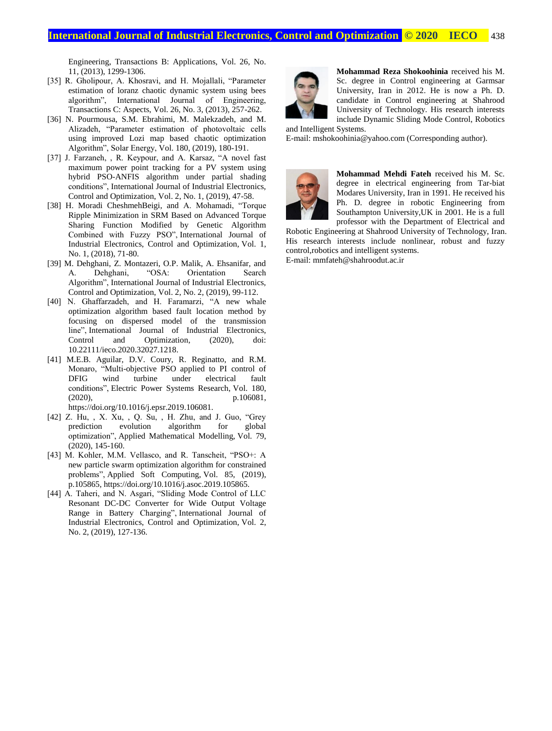Engineering, Transactions B: Applications, Vol. 26, No. 11, (2013), 1299-1306.

[35] R. Gholipour, A. Khosravi, and H. Mojallali, "Parameter estimation of loranz chaotic dynamic system using bees algorithm", International Journal of Engineering, Transactions C: Aspects, Vol. 26, No. 3, (2013), 257-262.

[36] N. Pourmousa, S.M. Ebrahimi, M. Malekzadeh, and M. Alizadeh, "Parameter estimation of photovoltaic cells using improved Lozi map based chaotic optimization Algorithm", Solar Energy, Vol. 180, (2019), 180-191.

[37] J. Farzaneh, , R. Keypour, and A. Karsaz, "A novel fast maximum power point tracking for a PV system using hybrid PSO-ANFIS algorithm under partial shading conditions", International Journal of Industrial Electronics, Control and Optimization, Vol. 2, No. 1, (2019), 47-58.

[38] H. Moradi CheshmehBeigi, and A. Mohamadi, "Torque Ripple Minimization in SRM Based on Advanced Torque Sharing Function Modified by Genetic Algorithm Combined with Fuzzy PSO", International Journal of Industrial Electronics, Control and Optimization, Vol. 1, No. 1, (2018), 71-80.

[39] M. Dehghani, Z. Montazeri, O.P. Malik, A. Ehsanifar, and A. Dehghani, "OSA: Orientation Search Algorithm", International Journal of Industrial Electronics, Control and Optimization, Vol. 2, No. 2, (2019), 99-112.

[40] N. Ghaffarzadeh, and H. Faramarzi, "A new whale optimization algorithm based fault location method by focusing on dispersed model of the transmission line", International Journal of Industrial Electronics, Control and Optimization, (2020), doi: 10.22111/ieco.2020.32027.1218.

[41] M.E.B. Aguilar, D.V. Coury, R. Reginatto, and R.M. Monaro, "Multi-objective PSO applied to PI control of DFIG wind turbine under electrical fault conditions", Electric Power Systems Research, Vol. 180, (2020), p.106081, https://doi.org/10.1016/j.epsr.2019.106081.

[42] Z. Hu, , X. Xu, , Q. Su, , H. Zhu, and J. Guo, "Grey prediction evolution algorithm for global optimization", Applied Mathematical Modelling, Vol. 79, (2020), 145-160.

[43] M. Kohler, M.M. Vellasco, and R. Tanscheit, "PSO+: A new particle swarm optimization algorithm for constrained problems", Applied Soft Computing, Vol. 85, (2019), p.105865, https://doi.org/10.1016/j.asoc.2019.105865.

[44] A. Taheri, and N. Asgari, "Sliding Mode Control of LLC Resonant DC-DC Converter for Wide Output Voltage Range in Battery Charging", International Journal of Industrial Electronics, Control and Optimization, Vol. 2, No. 2, (2019), 127-136.

**Mohammad Reza Shokoohinia** received his M. Sc. degree in Control engineering at Garmsar University, Iran in 2012. He is now a Ph. D. candidate in Control engineering at Shahrood University of Technology. His research interests include Dynamic Sliding Mode Control, Robotics and Intelligent Systems.
E-mail: mshokoohinia@yahoo.com (Corresponding author).

**Mohammad Mehdi Fateh** received his M. Sc. degree in electrical engineering from Tar-biat Modares University, Iran in 1991. He received his Ph. D. degree in robotic Engineering from Southampton University,UK in 2001. He is a full professor with the Department of Electrical and Robotic Engineering at Shahrood University of Technology, Iran. His research interests include nonlinear, robust and fuzzy control,robotics and intelligent systems.
E-mail: mmfateh@shahroodut.ac.ir